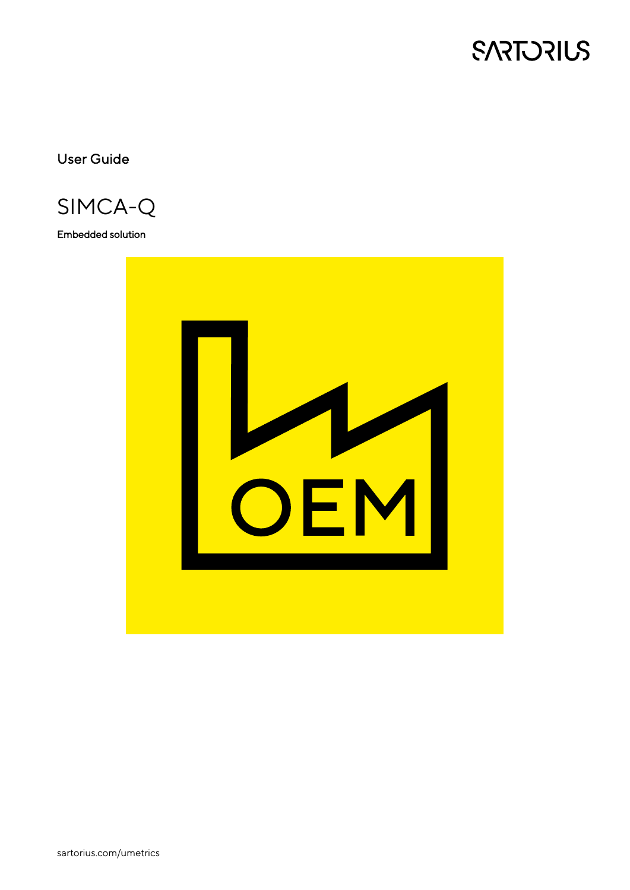SARTORIUS

User Guide

# SIMCA-Q

**Embedded solution**

OEM

sartorius.com/umetrics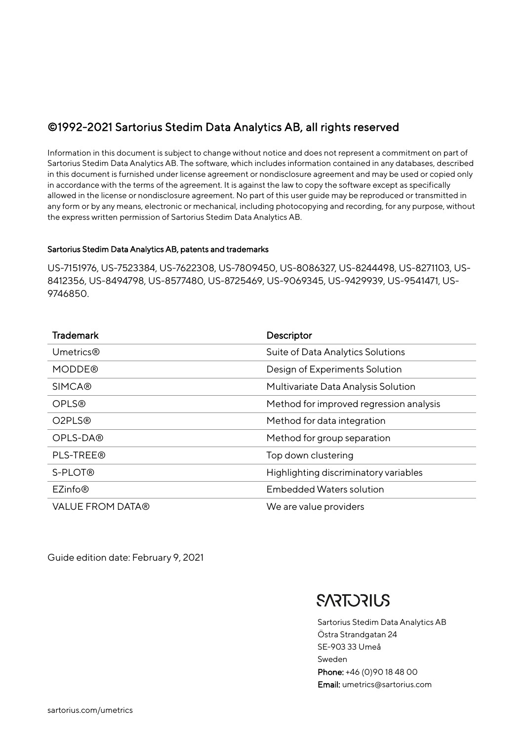# ©1992-2021 Sartorius Stedim Data Analytics AB, all rights reserved

Information in this document is subject to change without notice and does not represent a commitment on part of Sartorius Stedim Data Analytics AB. The software, which includes information contained in any databases, described in this document is furnished under license agreement or nondisclosure agreement and may be used or copied only in accordance with the terms of the agreement. It is against the law to copy the software except as specifically allowed in the license or nondisclosure agreement. No part of this user guide may be reproduced or transmitted in any form or by any means, electronic or mechanical, including photocopying and recording, for any purpose, without the express written permission of Sartorius Stedim Data Analytics AB.

#### Sartorius Stedim Data Analytics AB, patents and trademarks

US-7151976, US-7523384, US-7622308, US-7809450, US-8086327, US-8244498, US-8271103, US-8412356, US-8494798, US-8577480, US-8725469, US-9069345, US-9429939, US-9541471, US-9746850.

| Trademark | Descriptor |
|---|---|
| Umetrics® | Suite of Data Analytics Solutions |
| MODDE® | Design of Experiments Solution |
| SIMCA® | Multivariate Data Analysis Solution |
| OPLS® | Method for improved regression analysis |
| O2PLS® | Method for data integration |
| OPLS-DA® | Method for group separation |
| PLS-TREE® | Top down clustering |
| S-PLOT® | Highlighting discriminatory variables |
| EZinfo® | Embedded Waters solution |
| VALUE FROM DATA® | We are value providers |

Guide edition date: February 9, 2021

SARTORIUS

Sartorius Stedim Data Analytics AB
Östra Strandgatan 24
SE-903 33 Umeå
Sweden
**Phone:** +46 (0)90 18 48 00
**Email:** umetrics@sartorius.com

sartorius.com/umetrics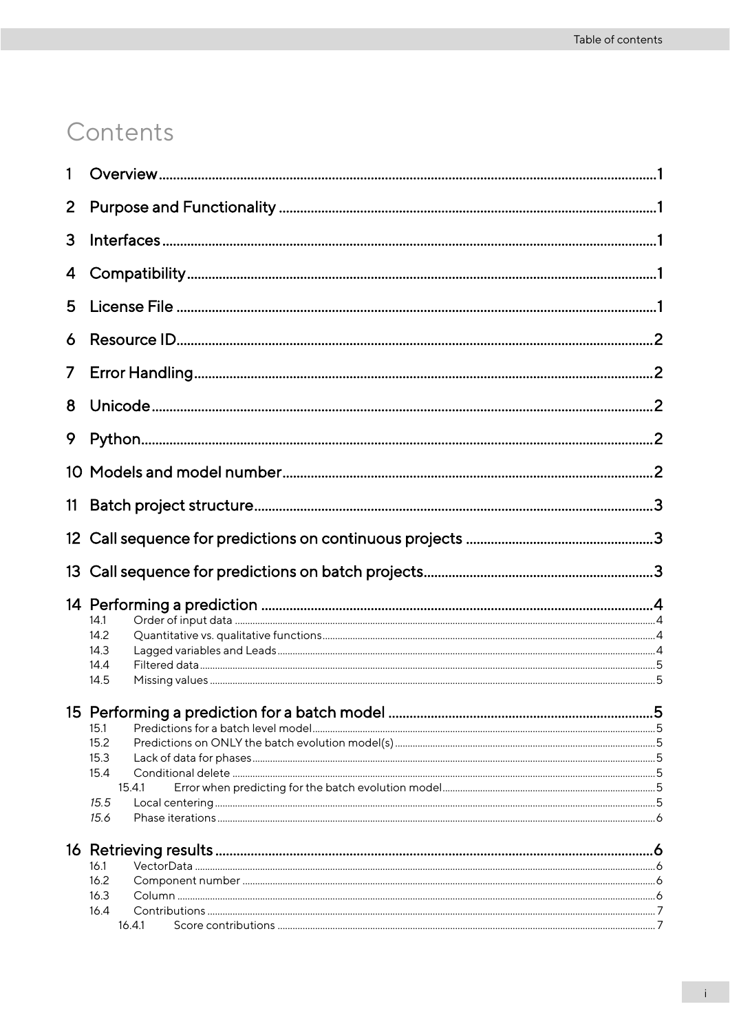# Contents

1 Overview ........................................................................................................................... 1

2 Purpose and Functionality ........................................................................................... 1

3 Interfaces .......................................................................................................................... 1

4 Compatibility .................................................................................................................... 1

5 License File ....................................................................................................................... 1

6 Resource ID ...................................................................................................................... 2

7 Error Handling ................................................................................................................. 2

8 Unicode ............................................................................................................................. 2

9 Python ................................................................................................................................ 2

10 Models and model number ........................................................................................ 2

11 Batch project structure ................................................................................................ 3

12 Call sequence for predictions on continuous projects ........................................ 3

13 Call sequence for predictions on batch projects .................................................... 3

14 Performing a prediction .............................................................................................. 4

- 14.1 Order of input data ..................................................................................................... 4
- 14.2 Quantitative vs. qualitative functions ..................................................................... 4
- 14.3 Lagged variables and Leads ..................................................................................... 4
- 14.4 Filtered data ................................................................................................................ 5
- 14.5 Missing values ............................................................................................................. 5

15 Performing a prediction for a batch model ............................................................. 5

- 15.1 Predictions for a batch level model ........................................................................ 5
- 15.2 Predictions on ONLY the batch evolution model(s) ............................................ 5
- 15.3 Lack of data for phases ............................................................................................. 5
- 15.4 Conditional delete ...................................................................................................... 5
  - 15.4.1 Error when predicting for the batch evolution model ................................ 5
- *15.5* Local centering ........................................................................................................... 5
- *15.6* Phase iterations .......................................................................................................... 6

16 Retrieving results .......................................................................................................... 6

- 16.1 VectorData ................................................................................................................... 6
- 16.2 Component number .................................................................................................. 6
- 16.3 Column ......................................................................................................................... 6
- 16.4 Contributions .............................................................................................................. 7
  - 16.4.1 Score contributions ............................................................................................ 7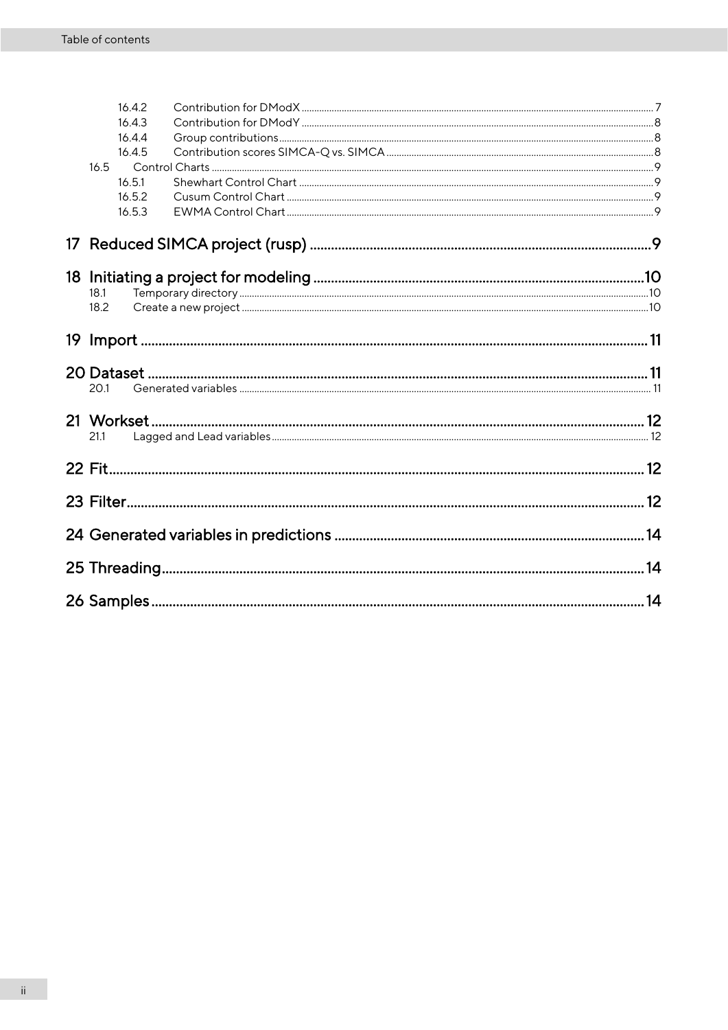- 16.4.2 Contribution for DModX ..... 7
- 16.4.3 Contribution for DModY ..... 8
- 16.4.4 Group contributions ..... 8
- 16.4.5 Contribution scores SIMCA-Q vs. SIMCA ..... 8
- 16.5 Control Charts ..... 9
  - 16.5.1 Shewhart Control Chart ..... 9
  - 16.5.2 Cusum Control Chart ..... 9
  - 16.5.3 EWMA Control Chart ..... 9

**17 Reduced SIMCA project (rusp) ..... 9**

**18 Initiating a project for modeling ..... 10**

- 18.1 Temporary directory ..... 10
- 18.2 Create a new project ..... 10

**19 Import ..... 11**

**20 Dataset ..... 11**

- 20.1 Generated variables ..... 11

**21 Workset ..... 12**

- 21.1 Lagged and Lead variables ..... 12

**22 Fit ..... 12**

**23 Filter ..... 12**

**24 Generated variables in predictions ..... 14**

**25 Threading ..... 14**

**26 Samples ..... 14**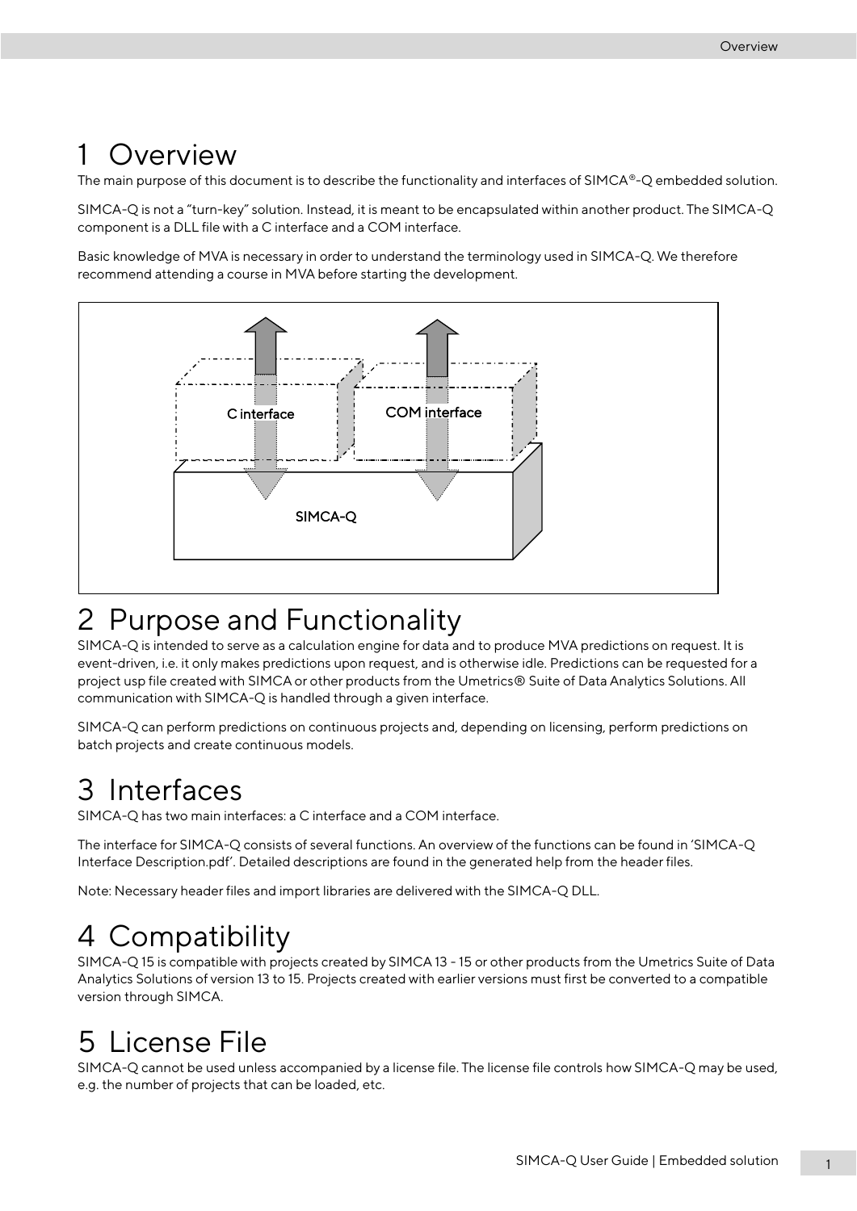# 1 Overview

The main purpose of this document is to describe the functionality and interfaces of SIMCA®-Q embedded solution.

SIMCA-Q is not a "turn-key" solution. Instead, it is meant to be encapsulated within another product. The SIMCA-Q component is a DLL file with a C interface and a COM interface.

Basic knowledge of MVA is necessary in order to understand the terminology used in SIMCA-Q. We therefore recommend attending a course in MVA before starting the development.

# 2 Purpose and Functionality

SIMCA-Q is intended to serve as a calculation engine for data and to produce MVA predictions on request. It is event-driven, i.e. it only makes predictions upon request, and is otherwise idle. Predictions can be requested for a project usp file created with SIMCA or other products from the Umetrics® Suite of Data Analytics Solutions. All communication with SIMCA-Q is handled through a given interface.

SIMCA-Q can perform predictions on continuous projects and, depending on licensing, perform predictions on batch projects and create continuous models.

# 3 Interfaces

SIMCA-Q has two main interfaces: a C interface and a COM interface.

The interface for SIMCA-Q consists of several functions. An overview of the functions can be found in 'SIMCA-Q Interface Description.pdf'. Detailed descriptions are found in the generated help from the header files.

Note: Necessary header files and import libraries are delivered with the SIMCA-Q DLL.

# 4 Compatibility

SIMCA-Q 15 is compatible with projects created by SIMCA 13 - 15 or other products from the Umetrics Suite of Data Analytics Solutions of version 13 to 15. Projects created with earlier versions must first be converted to a compatible version through SIMCA.

# 5 License File

SIMCA-Q cannot be used unless accompanied by a license file. The license file controls how SIMCA-Q may be used, e.g. the number of projects that can be loaded, etc.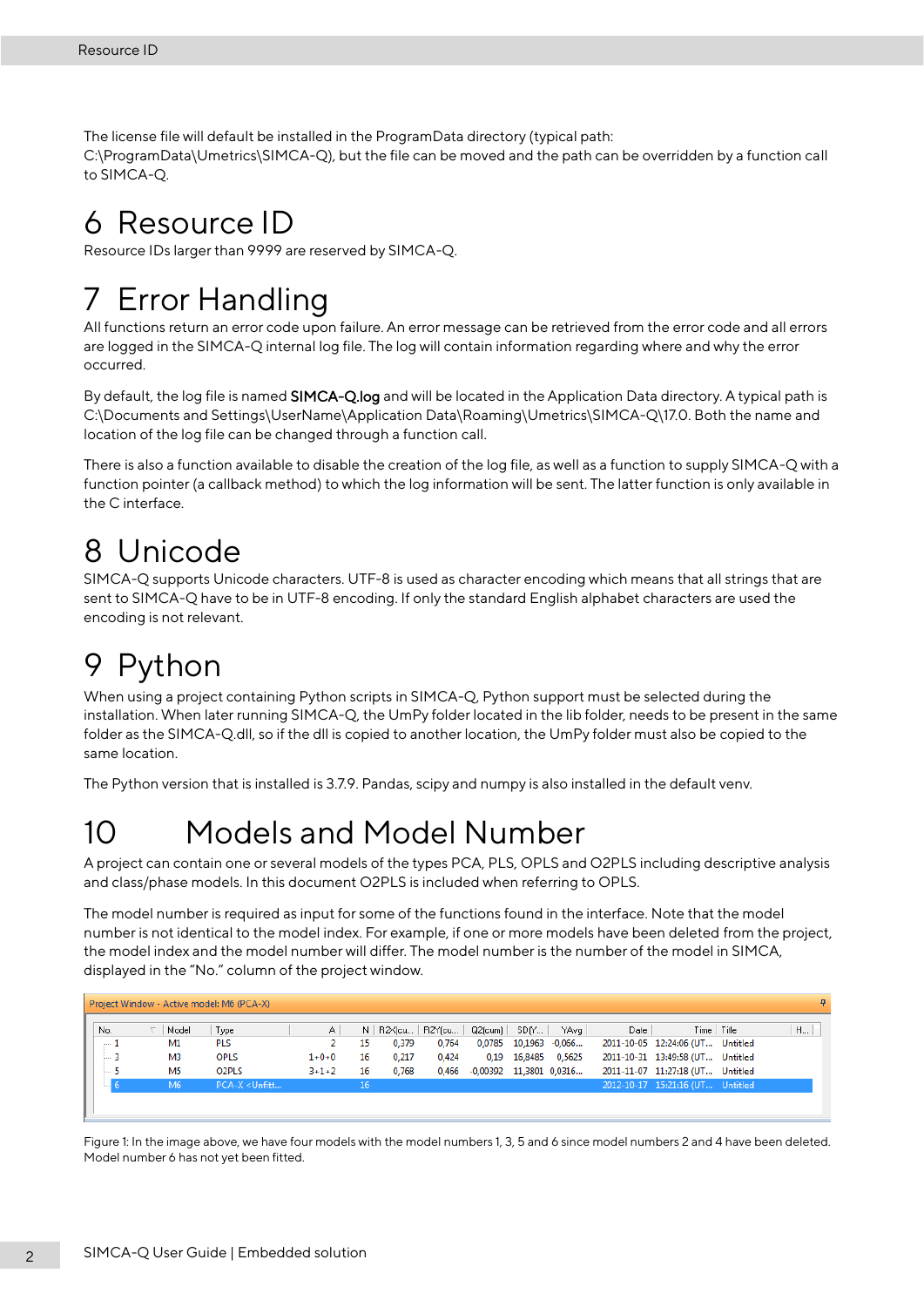The license file will default be installed in the ProgramData directory (typical path: C:\ProgramData\Umetrics\SIMCA-Q), but the file can be moved and the path can be overridden by a function call to SIMCA-Q.

# 6 Resource ID

Resource IDs larger than 9999 are reserved by SIMCA-Q.

# 7 Error Handling

All functions return an error code upon failure. An error message can be retrieved from the error code and all errors are logged in the SIMCA-Q internal log file. The log will contain information regarding where and why the error occurred.

By default, the log file is named **SIMCA-Q.log** and will be located in the Application Data directory. A typical path is C:\Documents and Settings\UserName\Application Data\Roaming\Umetrics\SIMCA-Q\17.0. Both the name and location of the log file can be changed through a function call.

There is also a function available to disable the creation of the log file, as well as a function to supply SIMCA-Q with a function pointer (a callback method) to which the log information will be sent. The latter function is only available in the C interface.

# 8 Unicode

SIMCA-Q supports Unicode characters. UTF-8 is used as character encoding which means that all strings that are sent to SIMCA-Q have to be in UTF-8 encoding. If only the standard English alphabet characters are used the encoding is not relevant.

# 9 Python

When using a project containing Python scripts in SIMCA-Q, Python support must be selected during the installation. When later running SIMCA-Q, the UmPy folder located in the lib folder, needs to be present in the same folder as the SIMCA-Q.dll, so if the dll is copied to another location, the UmPy folder must also be copied to the same location.

The Python version that is installed is 3.7.9. Pandas, scipy and numpy is also installed in the default venv.

# 10 Models and Model Number

A project can contain one or several models of the types PCA, PLS, OPLS and O2PLS including descriptive analysis and class/phase models. In this document O2PLS is included when referring to OPLS.

The model number is required as input for some of the functions found in the interface. Note that the model number is not identical to the model index. For example, if one or more models have been deleted from the project, the model index and the model number will differ. The model number is the number of the model in SIMCA, displayed in the "No." column of the project window.

Project Window - Active model: M6 (PCA-X)

| No. | Model | Type | A | N | R2X(cu... | R2Y(cu... | Q2(cum) | SD(Y... | YAvg | Date | Time | Title | H... |
|---|---|---|---|---|---|---|---|---|---|---|---|---|---|
| 1 | M1 | PLS | 2 | 15 | 0,379 | 0,764 | 0,0785 | 10,1963 | -0,066... | 2011-10-05 | 12:24:06 (UT... | Untitled | |
| 3 | M3 | OPLS | 1+0+0 | 16 | 0,217 | 0,424 | 0,19 | 16,8485 | 0,5625 | 2011-10-31 | 13:49:58 (UT... | Untitled | |
| 5 | M5 | O2PLS | 3+1+2 | 16 | 0,768 | 0,456 | -0,00392 | 11,3801 | 0,0316... | 2011-11-07 | 11:27:18 (UT... | Untitled | |
| 6 | M6 | PCA-X <Unfitt... | | 16 | | | | | | 2012-10-17 | 15:21:16 (UT... | Untitled | |

Figure 1: In the image above, we have four models with the model numbers 1, 3, 5 and 6 since model numbers 2 and 4 have been deleted. Model number 6 has not yet been fitted.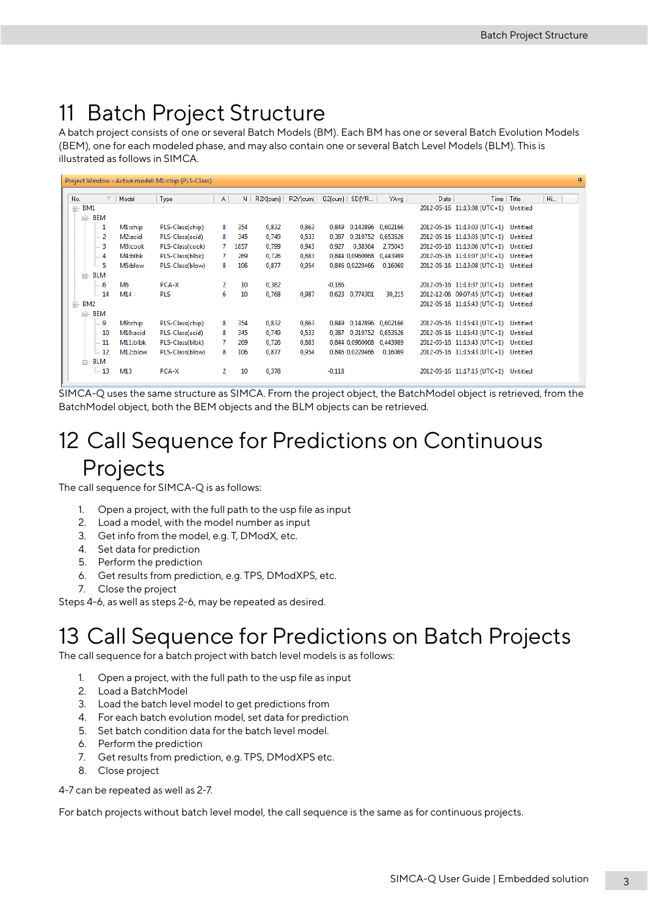# 11 Batch Project Structure

A batch project consists of one or several Batch Models (BM). Each BM has one or several Batch Evolution Models (BEM), one for each modeled phase, and may also contain one or several Batch Level Models (BLM). This is illustrated as follows in SIMCA.

Project Window - Active model: M1:chip (PLS-Class)

| No. | Model | Type | A | N | R2X(cum) | R2Y(cum) | Q2(cum) | SD(YR... | YAvg | Date | Time | Title | Hi... |
|---|---|---|---|---|---|---|---|---|---|---|---|---|---|
| BM1 | | | | | | | | | | 2012-05-16 | 11:13:08 (UTC+1) | Untitled | |
| BEM | | | | | | | | | | | | | |
| 1 | M1:chip | PLS-Class(chip) | 8 | 354 | 0,832 | 0,863 | 0,849 | 0,142896 | 0,602166 | 2012-05-16 | 11:13:03 (UTC+1) | Untitled | |
| 2 | M2:acid | PLS-Class(acid) | 8 | 345 | 0,749 | 0,533 | 0,387 | 0,310752 | 0,653526 | 2012-05-16 | 11:13:05 (UTC+1) | Untitled | |
| 3 | M3:cook | PLS-Class(cook) | 7 | 1657 | 0,799 | 0,943 | 0,927 | 0,38364 | 2,75045 | 2012-05-16 | 11:13:06 (UTC+1) | Untitled | |
| 4 | M4:blbk | PLS-Class(blbk) | 7 | 269 | 0,726 | 0,883 | 0,844 | 0,0960068 | 0,443989 | 2012-05-16 | 11:13:07 (UTC+1) | Untitled | |
| 5 | M5:blow | PLS-Class(blow) | 8 | 106 | 0,877 | 0,954 | 0,846 | 0,0220466 | 0,16069 | 2012-05-16 | 11:13:08 (UTC+1) | Untitled | |
| BLM | | | | | | | | | | | | | |
| 6 | M6 | PCA-X | 2 | 10 | 0,382 | | -0,186 | | | 2012-05-16 | 11:13:37 (UTC+1) | Untitled | |
| 14 | M14 | PLS | 6 | 10 | 0,768 | 0,987 | 0,623 | 0,774301 | 30,215 | 2012-12-06 | 09:07:45 (UTC+1) | Untitled | |
| BM2 | | | | | | | | | | 2012-05-16 | 11:15:43 (UTC+1) | Untitled | |
| BEM | | | | | | | | | | | | | |
| 9 | M9:chip | PLS-Class(chip) | 8 | 354 | 0,832 | 0,863 | 0,849 | 0,142896 | 0,602166 | 2012-05-16 | 11:15:43 (UTC+1) | Untitled | |
| 10 | M10:acid | PLS-Class(acid) | 8 | 345 | 0,749 | 0,533 | 0,387 | 0,310752 | 0,653526 | 2012-05-16 | 11:15:43 (UTC+1) | Untitled | |
| 11 | M11:blbk | PLS-Class(blbk) | 7 | 269 | 0,726 | 0,883 | 0,844 | 0,0960068 | 0,443989 | 2012-05-16 | 11:15:43 (UTC+1) | Untitled | |
| 12 | M12:blow | PLS-Class(blow) | 8 | 106 | 0,877 | 0,954 | 0,846 | 0,0220466 | 0,16069 | 2012-05-16 | 11:15:43 (UTC+1) | Untitled | |
| BLM | | | | | | | | | | | | | |
| 13 | M13 | PCA-X | 2 | 10 | 0,378 | | -0,118 | | | 2012-05-16 | 11:17:15 (UTC+1) | Untitled | |

SIMCA-Q uses the same structure as SIMCA. From the project object, the BatchModel object is retrieved, from the BatchModel object, both the BEM objects and the BLM objects can be retrieved.

# 12 Call Sequence for Predictions on Continuous Projects

The call sequence for SIMCA-Q is as follows:

1. Open a project, with the full path to the usp file as input
2. Load a model, with the model number as input
3. Get info from the model, e.g. T, DModX, etc.
4. Set data for prediction
5. Perform the prediction
6. Get results from prediction, e.g. TPS, DModXPS, etc.
7. Close the project

Steps 4-6, as well as steps 2-6, may be repeated as desired.

# 13 Call Sequence for Predictions on Batch Projects

The call sequence for a batch project with batch level models is as follows:

1. Open a project, with the full path to the usp file as input
2. Load a BatchModel
3. Load the batch level model to get predictions from
4. For each batch evolution model, set data for prediction
5. Set batch condition data for the batch level model.
6. Perform the prediction
7. Get results from prediction, e.g. TPS, DModXPS etc.
8. Close project

4-7 can be repeated as well as 2-7.

For batch projects without batch level model, the call sequence is the same as for continuous projects.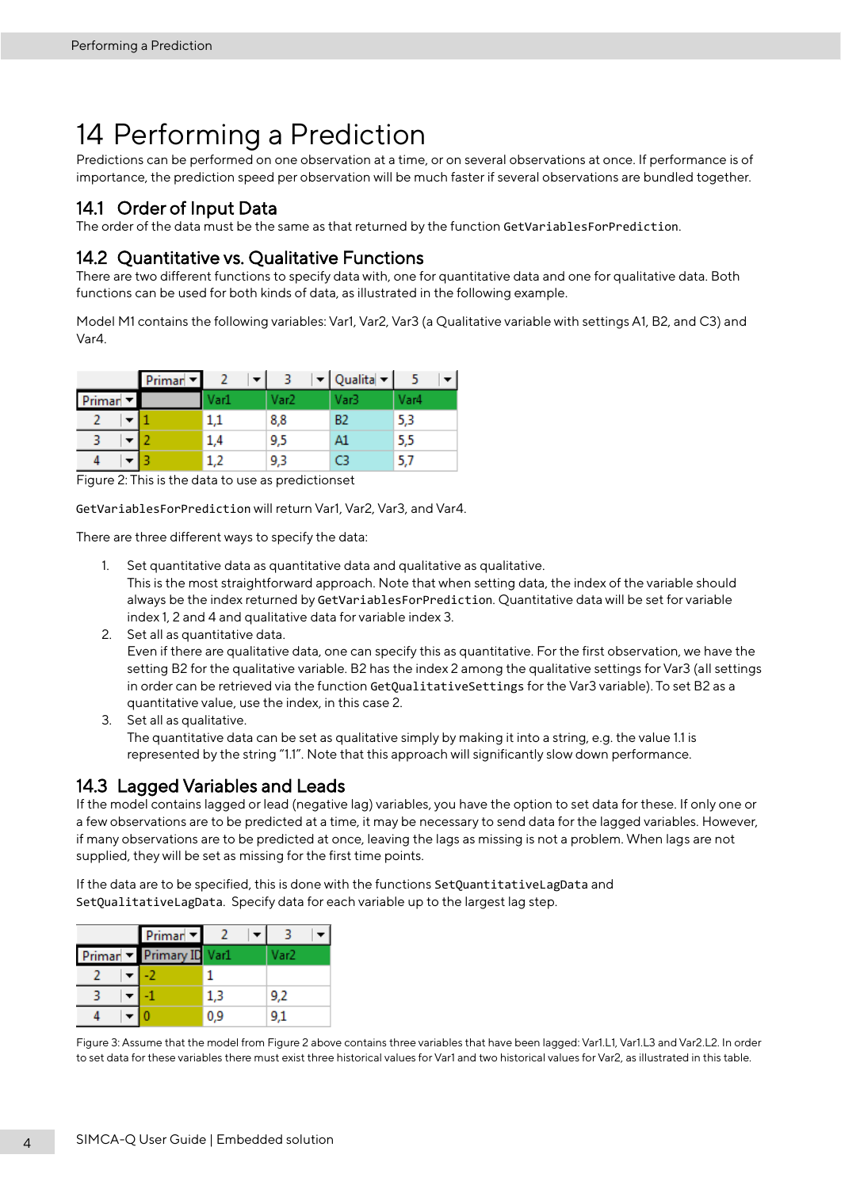# 14 Performing a Prediction

Predictions can be performed on one observation at a time, or on several observations at once. If performance is of importance, the prediction speed per observation will be much faster if several observations are bundled together.

## 14.1 Order of Input Data

The order of the data must be the same as that returned by the function `GetVariablesForPrediction`.

## 14.2 Quantitative vs. Qualitative Functions

There are two different functions to specify data with, one for quantitative data and one for qualitative data. Both functions can be used for both kinds of data, as illustrated in the following example.

Model M1 contains the following variables: Var1, Var2, Var3 (a Qualitative variable with settings A1, B2, and C3) and Var4.

| | Primar | 2 | 3 | Qualita | 5 |
|---|---|---|---|---|---|
| Primar | | Var1 | Var2 | Var3 | Var4 |
| 2 | 1 | 1,1 | 8,8 | B2 | 5,3 |
| 3 | 2 | 1,4 | 9,5 | A1 | 5,5 |
| 4 | 3 | 1,2 | 9,3 | C3 | 5,7 |

Figure 2: This is the data to use as predictionset

`GetVariablesForPrediction` will return Var1, Var2, Var3, and Var4.

There are three different ways to specify the data:

1. Set quantitative data as quantitative data and qualitative as qualitative.
   This is the most straightforward approach. Note that when setting data, the index of the variable should always be the index returned by `GetVariablesForPrediction`. Quantitative data will be set for variable index 1, 2 and 4 and qualitative data for variable index 3.
2. Set all as quantitative data.
   Even if there are qualitative data, one can specify this as quantitative. For the first observation, we have the setting B2 for the qualitative variable. B2 has the index 2 among the qualitative settings for Var3 (all settings in order can be retrieved via the function `GetQualitativeSettings` for the Var3 variable). To set B2 as a quantitative value, use the index, in this case 2.
3. Set all as qualitative.
   The quantitative data can be set as qualitative simply by making it into a string, e.g. the value 1.1 is represented by the string "1.1". Note that this approach will significantly slow down performance.

## 14.3 Lagged Variables and Leads

If the model contains lagged or lead (negative lag) variables, you have the option to set data for these. If only one or a few observations are to be predicted at a time, it may be necessary to send data for the lagged variables. However, if many observations are to be predicted at once, leaving the lags as missing is not a problem. When lags are not supplied, they will be set as missing for the first time points.

If the data are to be specified, this is done with the functions `SetQuantitativeLagData` and `SetQualitativeLagData`. Specify data for each variable up to the largest lag step.

| | Primar | 2 | 3 |
|---|---|---|---|
| Primar | Primary ID | Var1 | Var2 |
| 2 | -2 | 1 | |
| 3 | -1 | 1,3 | 9,2 |
| 4 | 0 | 0,9 | 9,1 |

Figure 3: Assume that the model from Figure 2 above contains three variables that have been lagged: Var1.L1, Var1.L3 and Var2.L2. In order to set data for these variables there must exist three historical values for Var1 and two historical values for Var2, as illustrated in this table.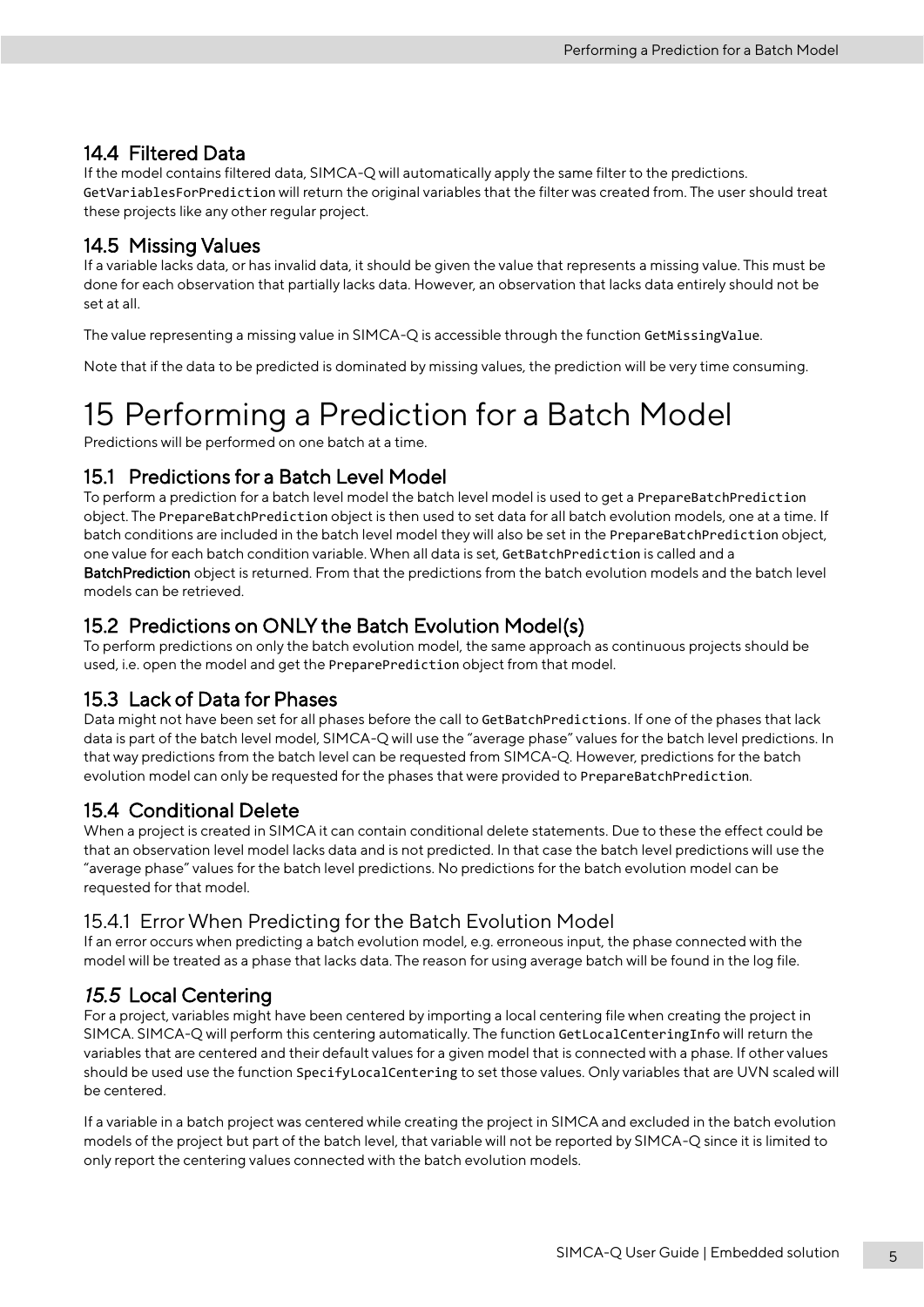## 14.4 Filtered Data

If the model contains filtered data, SIMCA-Q will automatically apply the same filter to the predictions. `GetVariablesForPrediction` will return the original variables that the filter was created from. The user should treat these projects like any other regular project.

## 14.5 Missing Values

If a variable lacks data, or has invalid data, it should be given the value that represents a missing value. This must be done for each observation that partially lacks data. However, an observation that lacks data entirely should not be set at all.

The value representing a missing value in SIMCA-Q is accessible through the function `GetMissingValue`.

Note that if the data to be predicted is dominated by missing values, the prediction will be very time consuming.

# 15 Performing a Prediction for a Batch Model

Predictions will be performed on one batch at a time.

## 15.1 Predictions for a Batch Level Model

To perform a prediction for a batch level model the batch level model is used to get a `PrepareBatchPrediction` object. The `PrepareBatchPrediction` object is then used to set data for all batch evolution models, one at a time. If batch conditions are included in the batch level model they will also be set in the `PrepareBatchPrediction` object, one value for each batch condition variable. When all data is set, `GetBatchPrediction` is called and a **BatchPrediction** object is returned. From that the predictions from the batch evolution models and the batch level models can be retrieved.

## 15.2 Predictions on ONLY the Batch Evolution Model(s)

To perform predictions on only the batch evolution model, the same approach as continuous projects should be used, i.e. open the model and get the `PreparePrediction` object from that model.

## 15.3 Lack of Data for Phases

Data might not have been set for all phases before the call to `GetBatchPredictions`. If one of the phases that lack data is part of the batch level model, SIMCA-Q will use the "average phase" values for the batch level predictions. In that way predictions from the batch level can be requested from SIMCA-Q. However, predictions for the batch evolution model can only be requested for the phases that were provided to `PrepareBatchPrediction`.

## 15.4 Conditional Delete

When a project is created in SIMCA it can contain conditional delete statements. Due to these the effect could be that an observation level model lacks data and is not predicted. In that case the batch level predictions will use the "average phase" values for the batch level predictions. No predictions for the batch evolution model can be requested for that model.

### 15.4.1 Error When Predicting for the Batch Evolution Model

If an error occurs when predicting a batch evolution model, e.g. erroneous input, the phase connected with the model will be treated as a phase that lacks data. The reason for using average batch will be found in the log file.

## *15.5* Local Centering

For a project, variables might have been centered by importing a local centering file when creating the project in SIMCA. SIMCA-Q will perform this centering automatically. The function `GetLocalCenteringInfo` will return the variables that are centered and their default values for a given model that is connected with a phase. If other values should be used use the function `SpecifyLocalCentering` to set those values. Only variables that are UVN scaled will be centered.

If a variable in a batch project was centered while creating the project in SIMCA and excluded in the batch evolution models of the project but part of the batch level, that variable will not be reported by SIMCA-Q since it is limited to only report the centering values connected with the batch evolution models.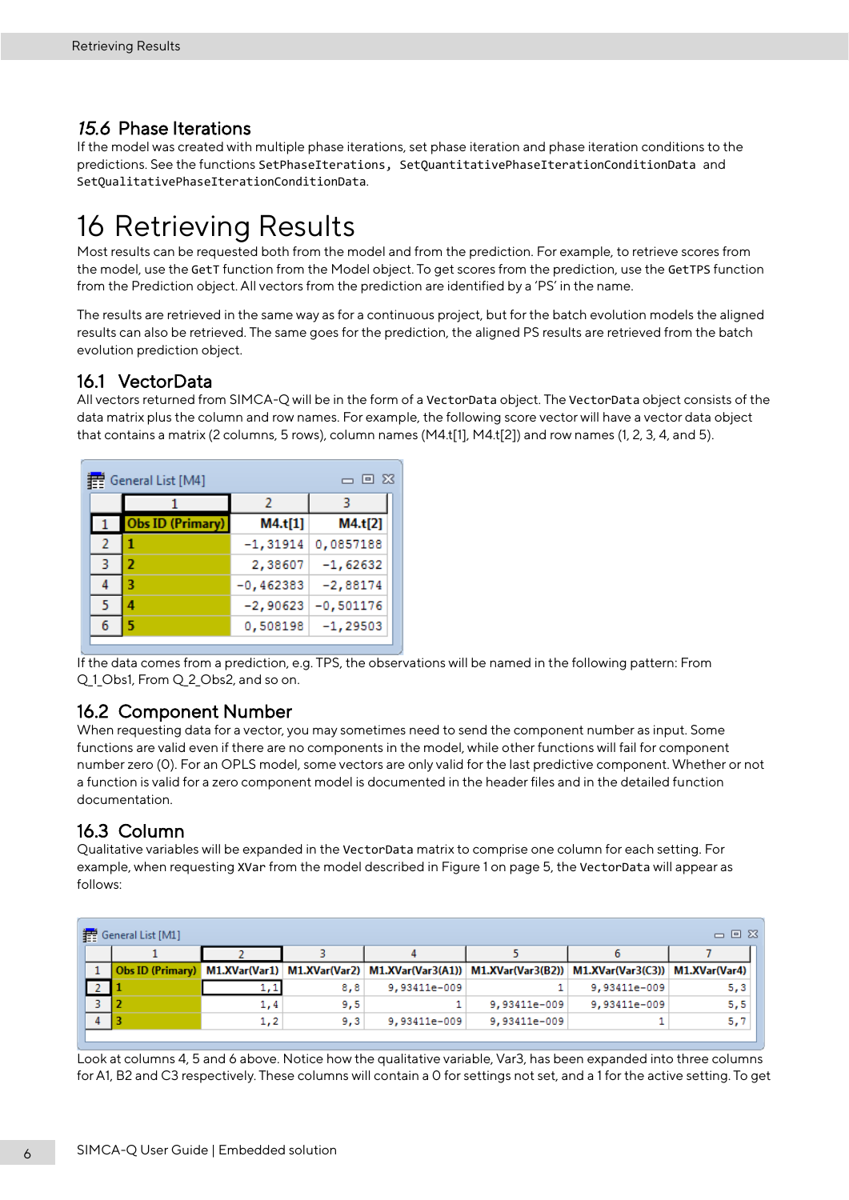## 15.6 Phase Iterations

If the model was created with multiple phase iterations, set phase iteration and phase iteration conditions to the predictions. See the functions `SetPhaseIterations`, `SetQuantitativePhaseIterationConditionData` and `SetQualitativePhaseIterationConditionData`.

# 16 Retrieving Results

Most results can be requested both from the model and from the prediction. For example, to retrieve scores from the model, use the `GetT` function from the Model object. To get scores from the prediction, use the `GetTPS` function from the Prediction object. All vectors from the prediction are identified by a 'PS' in the name.

The results are retrieved in the same way as for a continuous project, but for the batch evolution models the aligned results can also be retrieved. The same goes for the prediction, the aligned PS results are retrieved from the batch evolution prediction object.

## 16.1 VectorData

All vectors returned from SIMCA-Q will be in the form of a `VectorData` object. The `VectorData` object consists of the data matrix plus the column and row names. For example, the following score vector will have a vector data object that contains a matrix (2 columns, 5 rows), column names (M4.t[1], M4.t[2]) and row names (1, 2, 3, 4, and 5).

General List [M4]

| | 1 | 2 | 3 |
|---|---|---|---|
| 1 | Obs ID (Primary) | M4.t[1] | M4.t[2] |
| 2 | 1 | -1,31914 | 0,0857188 |
| 3 | 2 | 2,38607 | -1,62632 |
| 4 | 3 | -0,462383 | -2,88174 |
| 5 | 4 | -2,90623 | -0,501176 |
| 6 | 5 | 0,508198 | -1,29503 |

If the data comes from a prediction, e.g. TPS, the observations will be named in the following pattern: From Q_1_Obs1, From Q_2_Obs2, and so on.

## 16.2 Component Number

When requesting data for a vector, you may sometimes need to send the component number as input. Some functions are valid even if there are no components in the model, while other functions will fail for component number zero (0). For an OPLS model, some vectors are only valid for the last predictive component. Whether or not a function is valid for a zero component model is documented in the header files and in the detailed function documentation.

## 16.3 Column

Qualitative variables will be expanded in the `VectorData` matrix to comprise one column for each setting. For example, when requesting `XVar` from the model described in Figure 1 on page 5, the `VectorData` will appear as follows:

General List [M1]

| | 1 | 2 | 3 | 4 | 5 | 6 | 7 |
|---|---|---|---|---|---|---|---|
| 1 | Obs ID (Primary) | M1.XVar(Var1) | M1.XVar(Var2) | M1.XVar(Var3(A1)) | M1.XVar(Var3(B2)) | M1.XVar(Var3(C3)) | M1.XVar(Var4) |
| 2 | 1 | 1,1 | 8,8 | 9,93411e-009 | 1 | 9,93411e-009 | 5,3 |
| 3 | 2 | 1,4 | 9,5 | 1 | 9,93411e-009 | 9,93411e-009 | 5,5 |
| 4 | 3 | 1,2 | 9,3 | 9,93411e-009 | 9,93411e-009 | 1 | 5,7 |

Look at columns 4, 5 and 6 above. Notice how the qualitative variable, Var3, has been expanded into three columns for A1, B2 and C3 respectively. These columns will contain a 0 for settings not set, and a 1 for the active setting. To get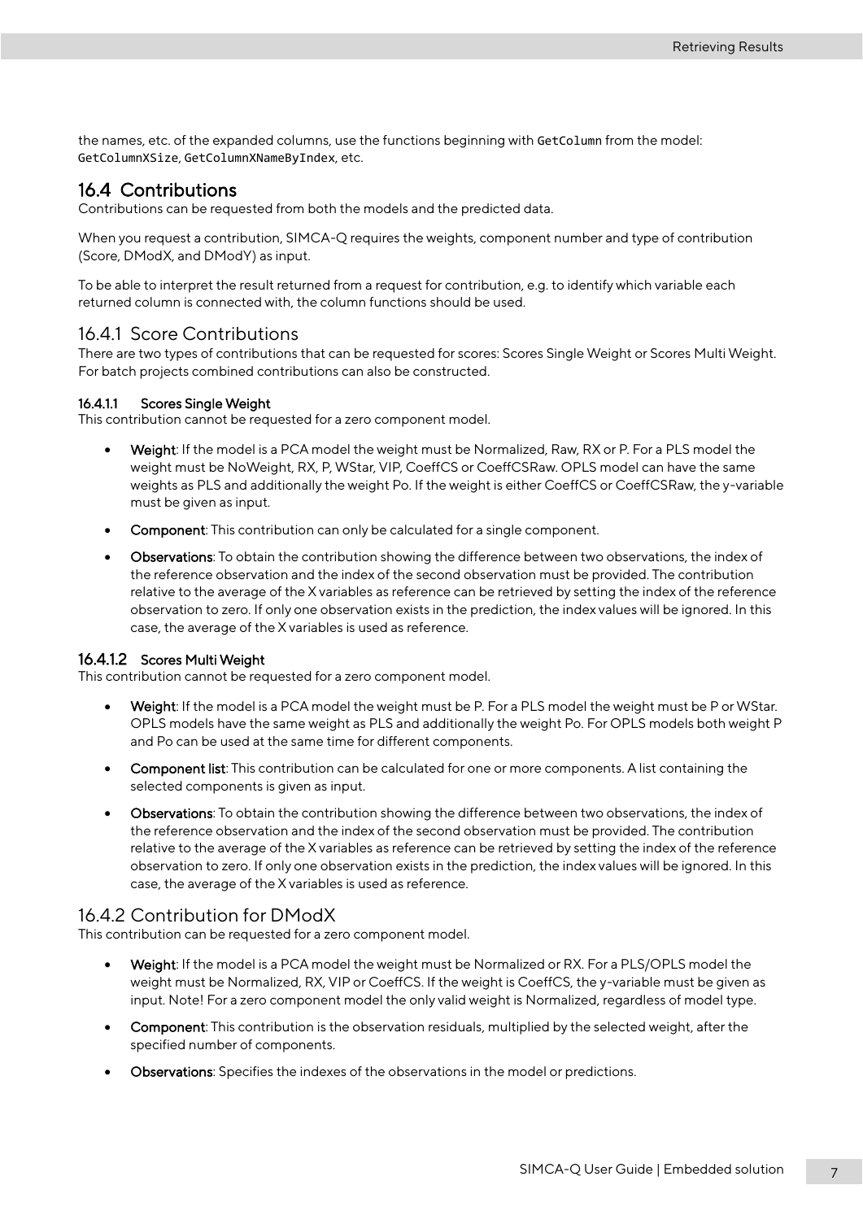the names, etc. of the expanded columns, use the functions beginning with `GetColumn` from the model: `GetColumnXSize`, `GetColumnXNameByIndex`, etc.

## 16.4 Contributions

Contributions can be requested from both the models and the predicted data.

When you request a contribution, SIMCA-Q requires the weights, component number and type of contribution (Score, DModX, and DModY) as input.

To be able to interpret the result returned from a request for contribution, e.g. to identify which variable each returned column is connected with, the column functions should be used.

### 16.4.1 Score Contributions

There are two types of contributions that can be requested for scores: Scores Single Weight or Scores Multi Weight. For batch projects combined contributions can also be constructed.

#### 16.4.1.1 Scores Single Weight

This contribution cannot be requested for a zero component model.

- **Weight**: If the model is a PCA model the weight must be Normalized, Raw, RX or P. For a PLS model the weight must be NoWeight, RX, P, WStar, VIP, CoeffCS or CoeffCSRaw. OPLS model can have the same weights as PLS and additionally the weight Po. If the weight is either CoeffCS or CoeffCSRaw, the y-variable must be given as input.
- **Component**: This contribution can only be calculated for a single component.
- **Observations**: To obtain the contribution showing the difference between two observations, the index of the reference observation and the index of the second observation must be provided. The contribution relative to the average of the X variables as reference can be retrieved by setting the index of the reference observation to zero. If only one observation exists in the prediction, the index values will be ignored. In this case, the average of the X variables is used as reference.

#### 16.4.1.2 Scores Multi Weight

This contribution cannot be requested for a zero component model.

- **Weight**: If the model is a PCA model the weight must be P. For a PLS model the weight must be P or WStar. OPLS models have the same weight as PLS and additionally the weight Po. For OPLS models both weight P and Po can be used at the same time for different components.
- **Component list**: This contribution can be calculated for one or more components. A list containing the selected components is given as input.
- **Observations**: To obtain the contribution showing the difference between two observations, the index of the reference observation and the index of the second observation must be provided. The contribution relative to the average of the X variables as reference can be retrieved by setting the index of the reference observation to zero. If only one observation exists in the prediction, the index values will be ignored. In this case, the average of the X variables is used as reference.

### 16.4.2 Contribution for DModX

This contribution can be requested for a zero component model.

- **Weight**: If the model is a PCA model the weight must be Normalized or RX. For a PLS/OPLS model the weight must be Normalized, RX, VIP or CoeffCS. If the weight is CoeffCS, the y-variable must be given as input. Note! For a zero component model the only valid weight is Normalized, regardless of model type.
- **Component**: This contribution is the observation residuals, multiplied by the selected weight, after the specified number of components.
- **Observations**: Specifies the indexes of the observations in the model or predictions.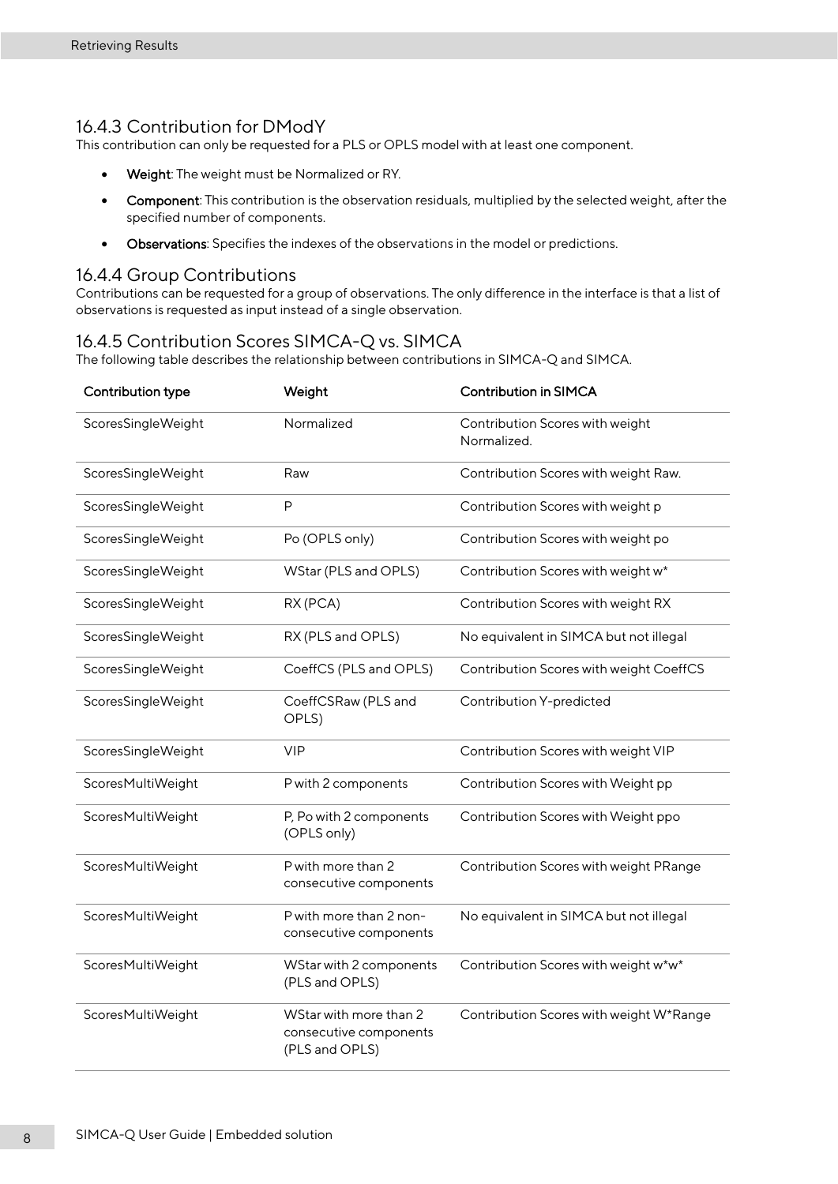### 16.4.3 Contribution for DModY

This contribution can only be requested for a PLS or OPLS model with at least one component.

- **Weight**: The weight must be Normalized or RY.
- **Component**: This contribution is the observation residuals, multiplied by the selected weight, after the specified number of components.
- **Observations**: Specifies the indexes of the observations in the model or predictions.

### 16.4.4 Group Contributions

Contributions can be requested for a group of observations. The only difference in the interface is that a list of observations is requested as input instead of a single observation.

### 16.4.5 Contribution Scores SIMCA-Q vs. SIMCA

The following table describes the relationship between contributions in SIMCA-Q and SIMCA.

| Contribution type | Weight | Contribution in SIMCA |
|---|---|---|
| ScoresSingleWeight | Normalized | Contribution Scores with weight Normalized. |
| ScoresSingleWeight | Raw | Contribution Scores with weight Raw. |
| ScoresSingleWeight | P | Contribution Scores with weight p |
| ScoresSingleWeight | Po (OPLS only) | Contribution Scores with weight po |
| ScoresSingleWeight | WStar (PLS and OPLS) | Contribution Scores with weight w* |
| ScoresSingleWeight | RX (PCA) | Contribution Scores with weight RX |
| ScoresSingleWeight | RX (PLS and OPLS) | No equivalent in SIMCA but not illegal |
| ScoresSingleWeight | CoeffCS (PLS and OPLS) | Contribution Scores with weight CoeffCS |
| ScoresSingleWeight | CoeffCSRaw (PLS and OPLS) | Contribution Y-predicted |
| ScoresSingleWeight | VIP | Contribution Scores with weight VIP |
| ScoresMultiWeight | P with 2 components | Contribution Scores with Weight pp |
| ScoresMultiWeight | P, Po with 2 components (OPLS only) | Contribution Scores with Weight ppo |
| ScoresMultiWeight | P with more than 2 consecutive components | Contribution Scores with weight PRange |
| ScoresMultiWeight | P with more than 2 non-consecutive components | No equivalent in SIMCA but not illegal |
| ScoresMultiWeight | WStar with 2 components (PLS and OPLS) | Contribution Scores with weight w*w* |
| ScoresMultiWeight | WStar with more than 2 consecutive components (PLS and OPLS) | Contribution Scores with weight W*Range |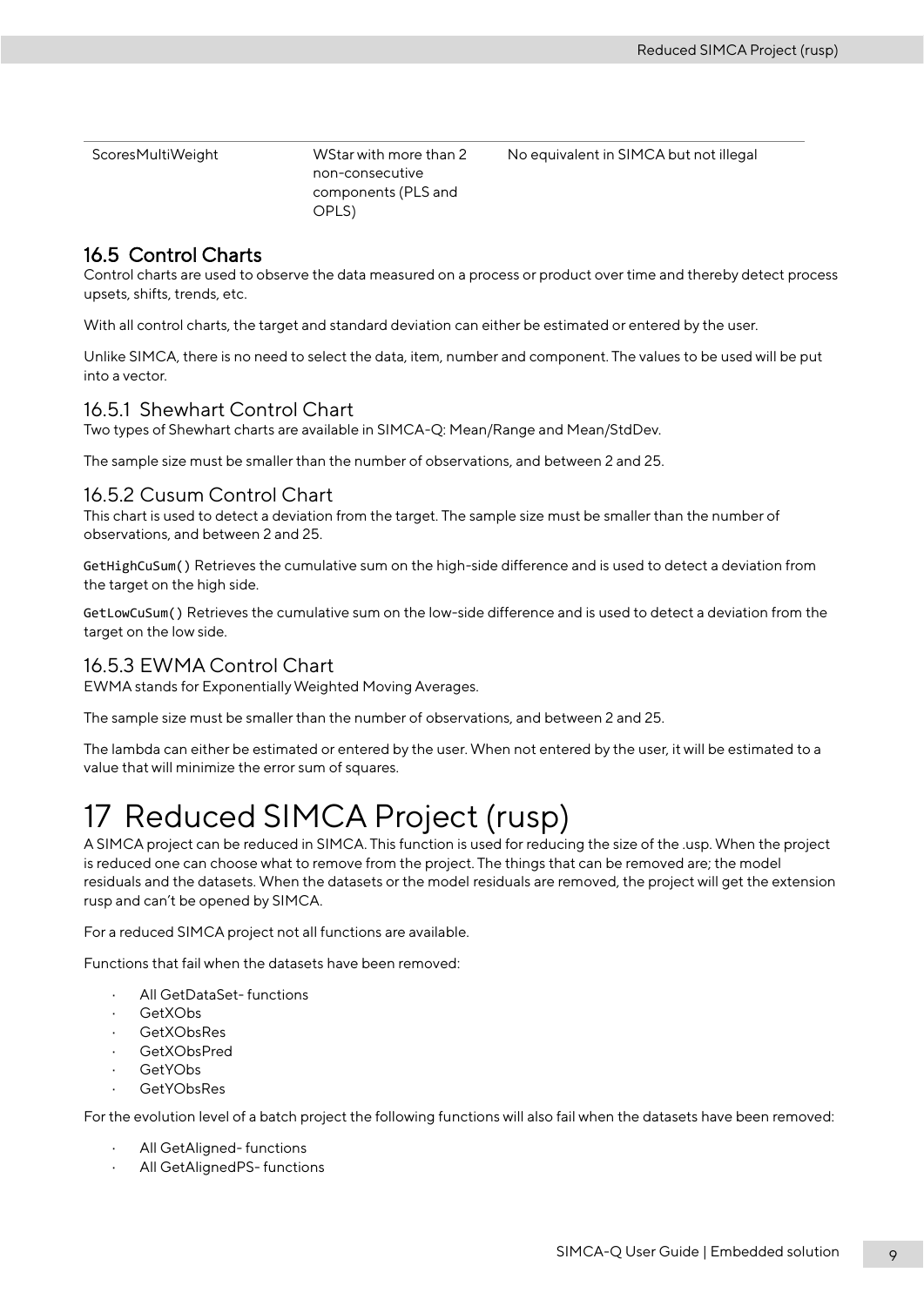| ScoresMultiWeight | WStar with more than 2 non-consecutive components (PLS and OPLS) | No equivalent in SIMCA but not illegal |
|---|---|---|

## 16.5 Control Charts

Control charts are used to observe the data measured on a process or product over time and thereby detect process upsets, shifts, trends, etc.

With all control charts, the target and standard deviation can either be estimated or entered by the user.

Unlike SIMCA, there is no need to select the data, item, number and component. The values to be used will be put into a vector.

### 16.5.1 Shewhart Control Chart

Two types of Shewhart charts are available in SIMCA-Q: Mean/Range and Mean/StdDev.

The sample size must be smaller than the number of observations, and between 2 and 25.

### 16.5.2 Cusum Control Chart

This chart is used to detect a deviation from the target. The sample size must be smaller than the number of observations, and between 2 and 25.

`GetHighCuSum()` Retrieves the cumulative sum on the high-side difference and is used to detect a deviation from the target on the high side.

`GetLowCuSum()` Retrieves the cumulative sum on the low-side difference and is used to detect a deviation from the target on the low side.

### 16.5.3 EWMA Control Chart

EWMA stands for Exponentially Weighted Moving Averages.

The sample size must be smaller than the number of observations, and between 2 and 25.

The lambda can either be estimated or entered by the user. When not entered by the user, it will be estimated to a value that will minimize the error sum of squares.

# 17 Reduced SIMCA Project (rusp)

A SIMCA project can be reduced in SIMCA. This function is used for reducing the size of the .usp. When the project is reduced one can choose what to remove from the project. The things that can be removed are; the model residuals and the datasets. When the datasets or the model residuals are removed, the project will get the extension rusp and can't be opened by SIMCA.

For a reduced SIMCA project not all functions are available.

Functions that fail when the datasets have been removed:

- All GetDataSet- functions
- GetXObs
- GetXObsRes
- GetXObsPred
- GetYObs
- GetYObsRes

For the evolution level of a batch project the following functions will also fail when the datasets have been removed:

- All GetAligned- functions
- All GetAlignedPS- functions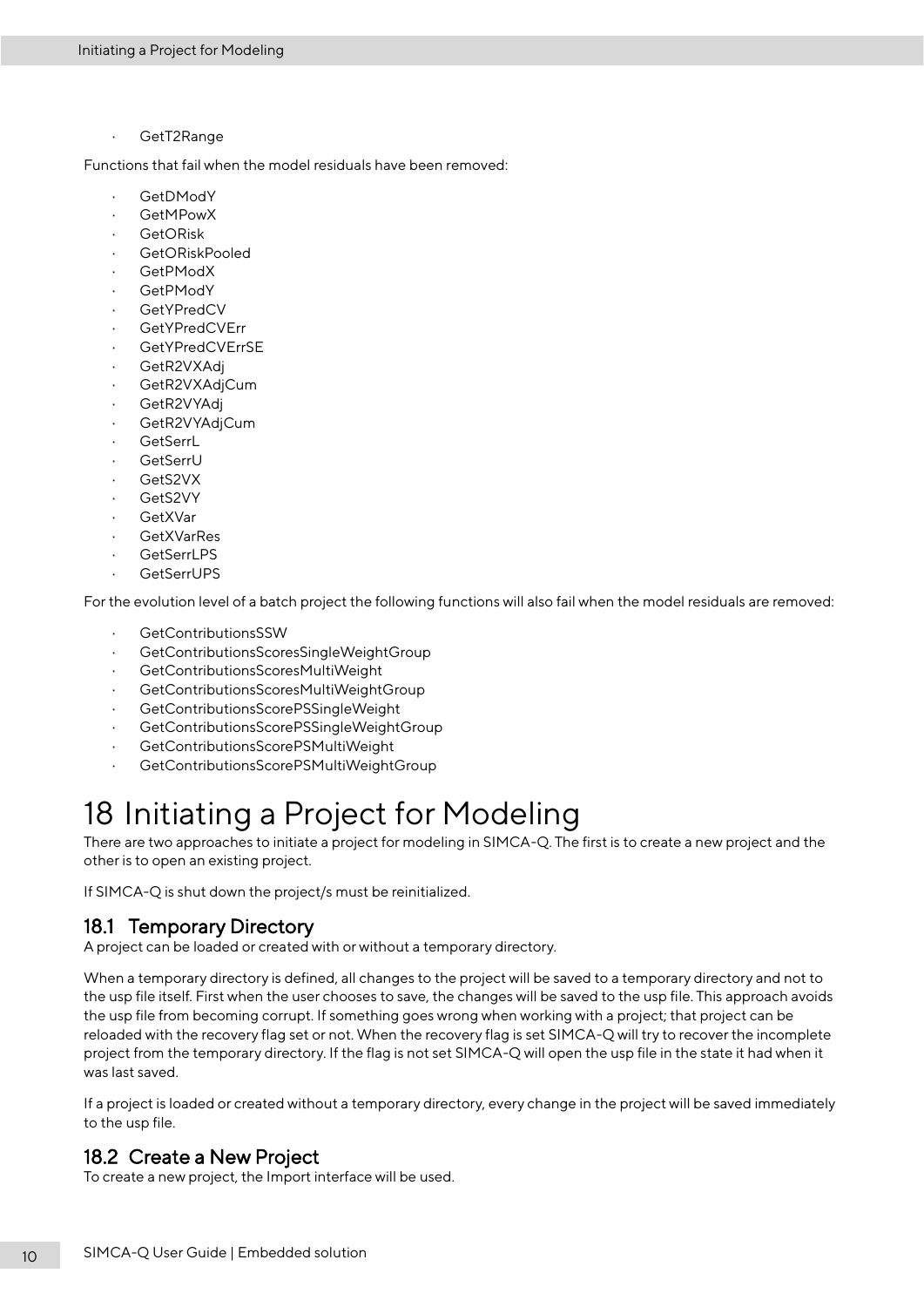- GetT2Range

Functions that fail when the model residuals have been removed:

- GetDModY
- GetMPowX
- GetORisk
- GetORiskPooled
- GetPModX
- GetPModY
- GetYPredCV
- GetYPredCVErr
- GetYPredCVErrSE
- GetR2VXAdj
- GetR2VXAdjCum
- GetR2VYAdj
- GetR2VYAdjCum
- GetSerrL
- GetSerrU
- GetS2VX
- GetS2VY
- GetXVar
- GetXVarRes
- GetSerrLPS
- GetSerrUPS

For the evolution level of a batch project the following functions will also fail when the model residuals are removed:

- GetContributionsSSW
- GetContributionsScoresSingleWeightGroup
- GetContributionsScoresMultiWeight
- GetContributionsScoresMultiWeightGroup
- GetContributionsScorePSSingleWeight
- GetContributionsScorePSSingleWeightGroup
- GetContributionsScorePSMultiWeight
- GetContributionsScorePSMultiWeightGroup

# 18 Initiating a Project for Modeling

There are two approaches to initiate a project for modeling in SIMCA-Q. The first is to create a new project and the other is to open an existing project.

If SIMCA-Q is shut down the project/s must be reinitialized.

## 18.1 Temporary Directory

A project can be loaded or created with or without a temporary directory.

When a temporary directory is defined, all changes to the project will be saved to a temporary directory and not to the usp file itself. First when the user chooses to save, the changes will be saved to the usp file. This approach avoids the usp file from becoming corrupt. If something goes wrong when working with a project; that project can be reloaded with the recovery flag set or not. When the recovery flag is set SIMCA-Q will try to recover the incomplete project from the temporary directory. If the flag is not set SIMCA-Q will open the usp file in the state it had when it was last saved.

If a project is loaded or created without a temporary directory, every change in the project will be saved immediately to the usp file.

## 18.2 Create a New Project

To create a new project, the Import interface will be used.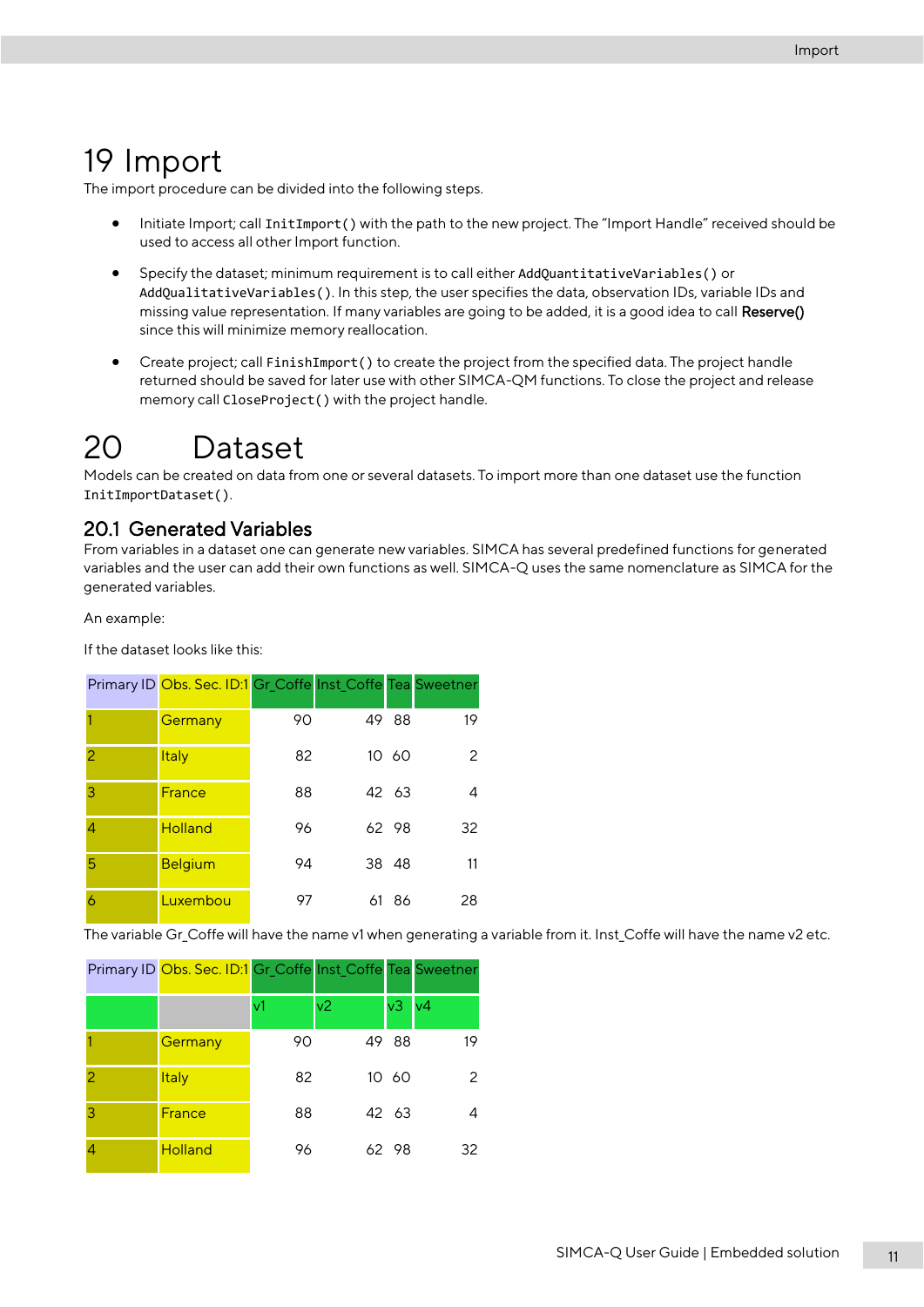# 19 Import

The import procedure can be divided into the following steps.

- Initiate Import; call `InitImport()` with the path to the new project. The "Import Handle" received should be used to access all other Import function.
- Specify the dataset; minimum requirement is to call either `AddQuantitativeVariables()` or `AddQualitativeVariables()`. In this step, the user specifies the data, observation IDs, variable IDs and missing value representation. If many variables are going to be added, it is a good idea to call **Reserve()** since this will minimize memory reallocation.
- Create project; call `FinishImport()` to create the project from the specified data. The project handle returned should be saved for later use with other SIMCA-QM functions. To close the project and release memory call `CloseProject()` with the project handle.

# 20 Dataset

Models can be created on data from one or several datasets. To import more than one dataset use the function `InitImportDataset()`.

## 20.1 Generated Variables

From variables in a dataset one can generate new variables. SIMCA has several predefined functions for generated variables and the user can add their own functions as well. SIMCA-Q uses the same nomenclature as SIMCA for the generated variables.

An example:

If the dataset looks like this:

| Primary ID | Obs. Sec. ID:1 | Gr_Coffe | Inst_Coffe | Tea | Sweetner |
|---|---|---|---|---|---|
| 1 | Germany | 90 | 49 | 88 | 19 |
| 2 | Italy | 82 | 10 | 60 | 2 |
| 3 | France | 88 | 42 | 63 | 4 |
| 4 | Holland | 96 | 62 | 98 | 32 |
| 5 | Belgium | 94 | 38 | 48 | 11 |
| 6 | Luxembou | 97 | 61 | 86 | 28 |

The variable Gr_Coffe will have the name v1 when generating a variable from it. Inst_Coffe will have the name v2 etc.

| Primary ID | Obs. Sec. ID:1 | Gr_Coffe | Inst_Coffe | Tea | Sweetner |
|---|---|---|---|---|---|
| | | v1 | v2 | v3 | v4 |
| 1 | Germany | 90 | 49 | 88 | 19 |
| 2 | Italy | 82 | 10 | 60 | 2 |
| 3 | France | 88 | 42 | 63 | 4 |
| 4 | Holland | 96 | 62 | 98 | 32 |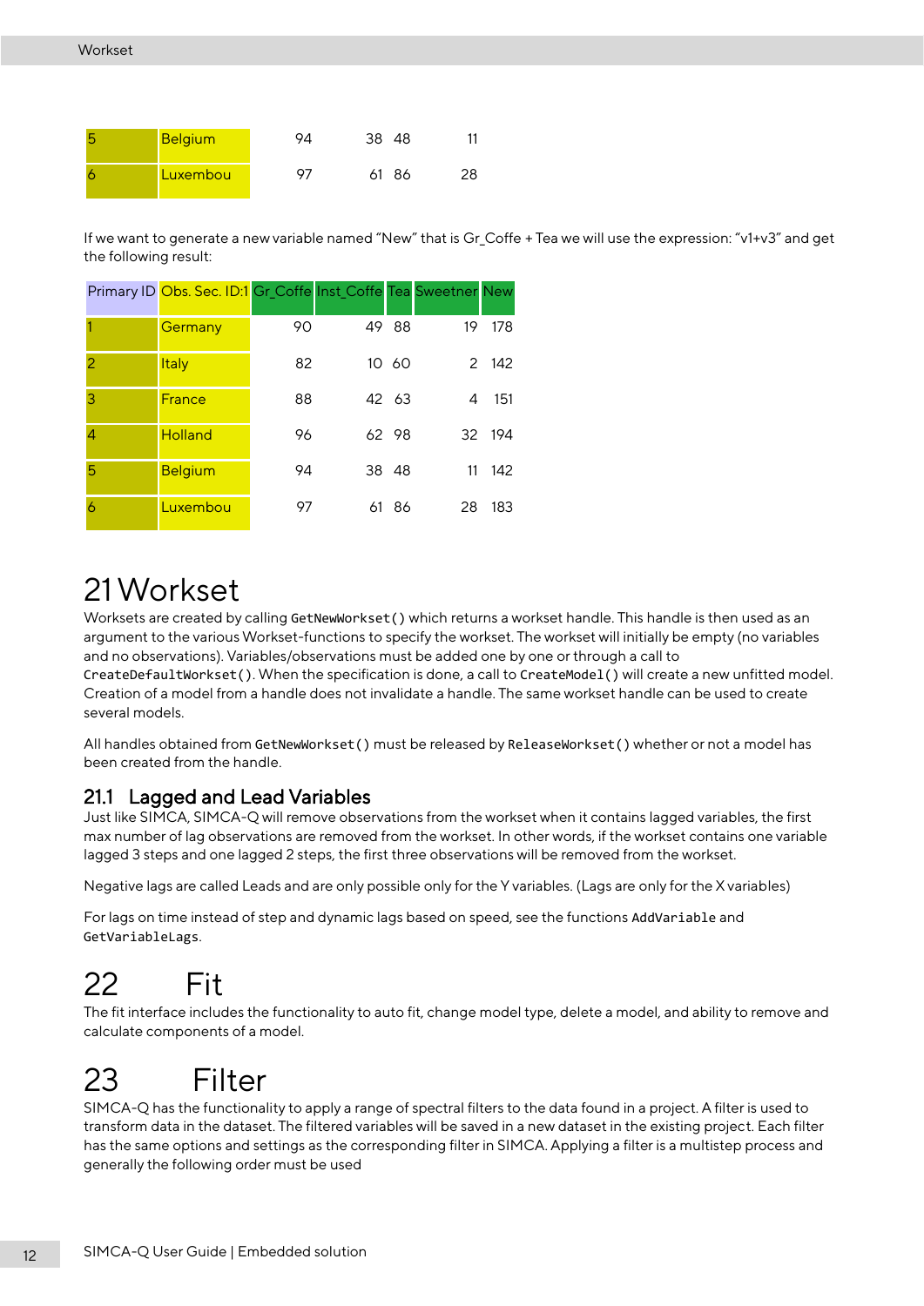| | | | | | |
|---|---|---|---|---|---|
| 5 | Belgium | 94 | 38 | 48 | 11 |
| 6 | Luxembou | 97 | 61 | 86 | 28 |

If we want to generate a new variable named "New" that is Gr_Coffe + Tea we will use the expression: "v1+v3" and get the following result:

| Primary ID | Obs. Sec. ID:1 | Gr_Coffe | Inst_Coffe | Tea | Sweetner | New |
|---|---|---|---|---|---|---|
| 1 | Germany | 90 | 49 | 88 | 19 | 178 |
| 2 | Italy | 82 | 10 | 60 | 2 | 142 |
| 3 | France | 88 | 42 | 63 | 4 | 151 |
| 4 | Holland | 96 | 62 | 98 | 32 | 194 |
| 5 | Belgium | 94 | 38 | 48 | 11 | 142 |
| 6 | Luxembou | 97 | 61 | 86 | 28 | 183 |

# 21 Workset

Worksets are created by calling `GetNewWorkset()` which returns a workset handle. This handle is then used as an argument to the various Workset-functions to specify the workset. The workset will initially be empty (no variables and no observations). Variables/observations must be added one by one or through a call to `CreateDefaultWorkset()`. When the specification is done, a call to `CreateModel()` will create a new unfitted model. Creation of a model from a handle does not invalidate a handle. The same workset handle can be used to create several models.

All handles obtained from `GetNewWorkset()` must be released by `ReleaseWorkset()` whether or not a model has been created from the handle.

## 21.1 Lagged and Lead Variables

Just like SIMCA, SIMCA-Q will remove observations from the workset when it contains lagged variables, the first max number of lag observations are removed from the workset. In other words, if the workset contains one variable lagged 3 steps and one lagged 2 steps, the first three observations will be removed from the workset.

Negative lags are called Leads and are only possible only for the Y variables. (Lags are only for the X variables)

For lags on time instead of step and dynamic lags based on speed, see the functions `AddVariable` and `GetVariableLags`.

# 22 Fit

The fit interface includes the functionality to auto fit, change model type, delete a model, and ability to remove and calculate components of a model.

# 23 Filter

SIMCA-Q has the functionality to apply a range of spectral filters to the data found in a project. A filter is used to transform data in the dataset. The filtered variables will be saved in a new dataset in the existing project. Each filter has the same options and settings as the corresponding filter in SIMCA. Applying a filter is a multistep process and generally the following order must be used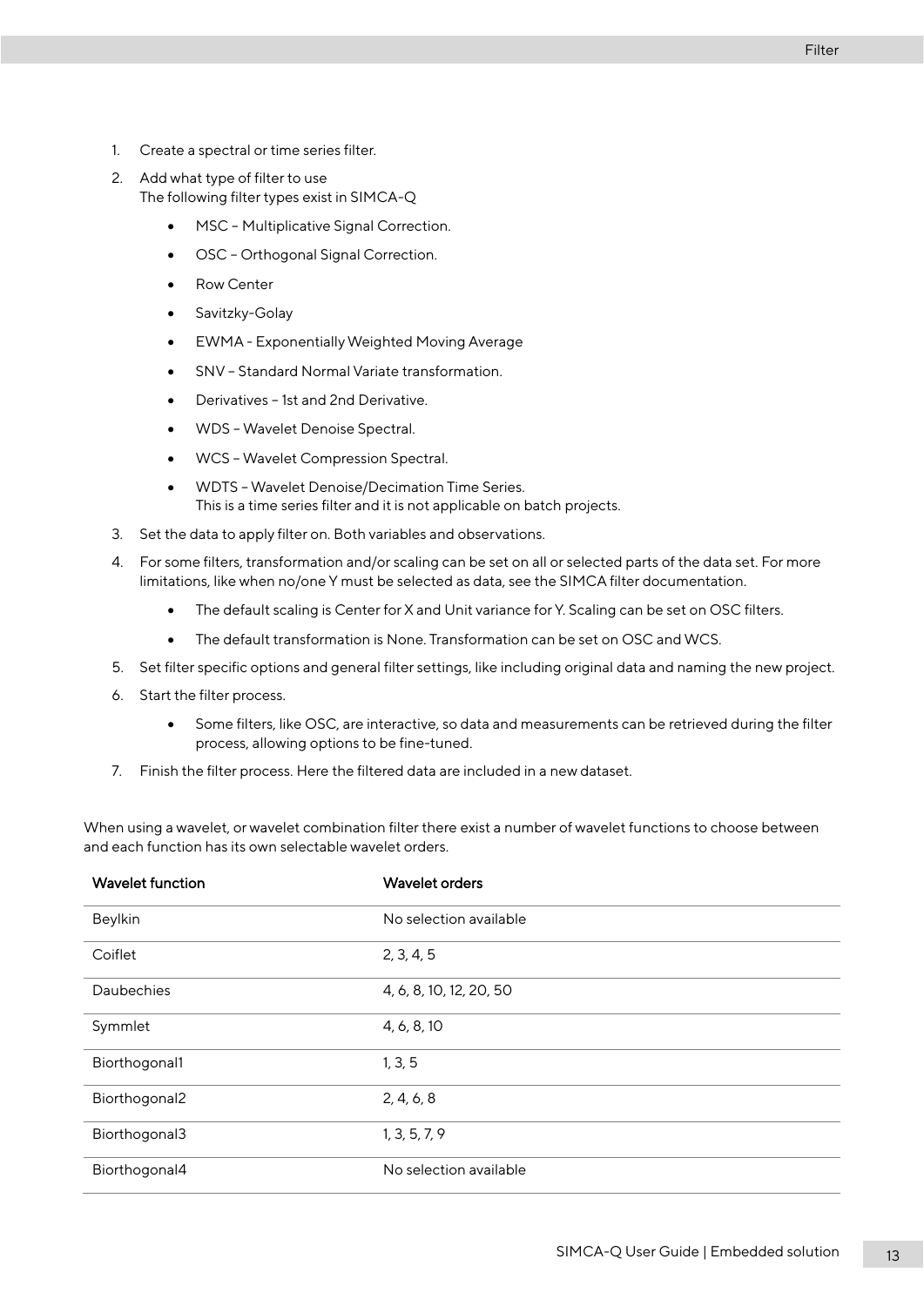1. Create a spectral or time series filter.
2. Add what type of filter to use
   The following filter types exist in SIMCA-Q
   - MSC – Multiplicative Signal Correction.
   - OSC – Orthogonal Signal Correction.
   - Row Center
   - Savitzky-Golay
   - EWMA - Exponentially Weighted Moving Average
   - SNV – Standard Normal Variate transformation.
   - Derivatives – 1st and 2nd Derivative.
   - WDS – Wavelet Denoise Spectral.
   - WCS – Wavelet Compression Spectral.
   - WDTS – Wavelet Denoise/Decimation Time Series.
     This is a time series filter and it is not applicable on batch projects.
3. Set the data to apply filter on. Both variables and observations.
4. For some filters, transformation and/or scaling can be set on all or selected parts of the data set. For more limitations, like when no/one Y must be selected as data, see the SIMCA filter documentation.
   - The default scaling is Center for X and Unit variance for Y. Scaling can be set on OSC filters.
   - The default transformation is None. Transformation can be set on OSC and WCS.
5. Set filter specific options and general filter settings, like including original data and naming the new project.
6. Start the filter process.
   - Some filters, like OSC, are interactive, so data and measurements can be retrieved during the filter process, allowing options to be fine-tuned.
7. Finish the filter process. Here the filtered data are included in a new dataset.

When using a wavelet, or wavelet combination filter there exist a number of wavelet functions to choose between and each function has its own selectable wavelet orders.

| Wavelet function | Wavelet orders |
|---|---|
| Beylkin | No selection available |
| Coiflet | 2, 3, 4, 5 |
| Daubechies | 4, 6, 8, 10, 12, 20, 50 |
| Symmlet | 4, 6, 8, 10 |
| Biorthogonal1 | 1, 3, 5 |
| Biorthogonal2 | 2, 4, 6, 8 |
| Biorthogonal3 | 1, 3, 5, 7, 9 |
| Biorthogonal4 | No selection available |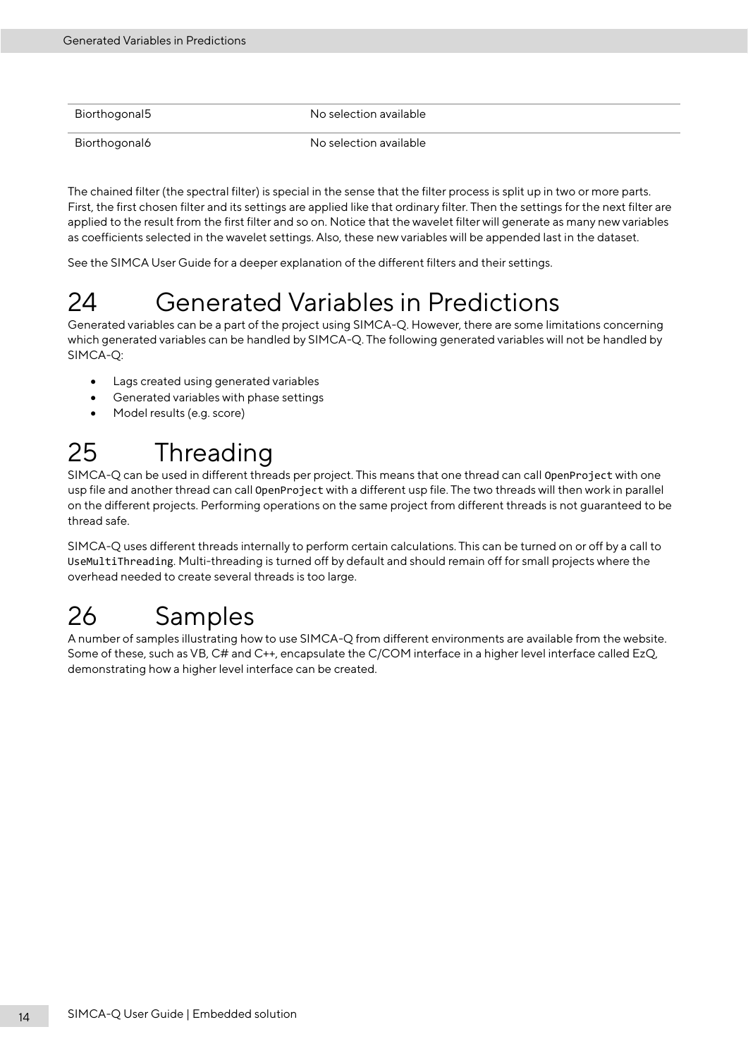| | |
|---|---|
| Biorthogonal5 | No selection available |
| Biorthogonal6 | No selection available |

The chained filter (the spectral filter) is special in the sense that the filter process is split up in two or more parts. First, the first chosen filter and its settings are applied like that ordinary filter. Then the settings for the next filter are applied to the result from the first filter and so on. Notice that the wavelet filter will generate as many new variables as coefficients selected in the wavelet settings. Also, these new variables will be appended last in the dataset.

See the SIMCA User Guide for a deeper explanation of the different filters and their settings.

# 24 Generated Variables in Predictions

Generated variables can be a part of the project using SIMCA-Q. However, there are some limitations concerning which generated variables can be handled by SIMCA-Q. The following generated variables will not be handled by SIMCA-Q:

- Lags created using generated variables
- Generated variables with phase settings
- Model results (e.g. score)

# 25 Threading

SIMCA-Q can be used in different threads per project. This means that one thread can call `OpenProject` with one usp file and another thread can call `OpenProject` with a different usp file. The two threads will then work in parallel on the different projects. Performing operations on the same project from different threads is not guaranteed to be thread safe.

SIMCA-Q uses different threads internally to perform certain calculations. This can be turned on or off by a call to `UseMultiThreading`. Multi-threading is turned off by default and should remain off for small projects where the overhead needed to create several threads is too large.

# 26 Samples

A number of samples illustrating how to use SIMCA-Q from different environments are available from the website. Some of these, such as VB, C# and C++, encapsulate the C/COM interface in a higher level interface called EzQ, demonstrating how a higher level interface can be created.